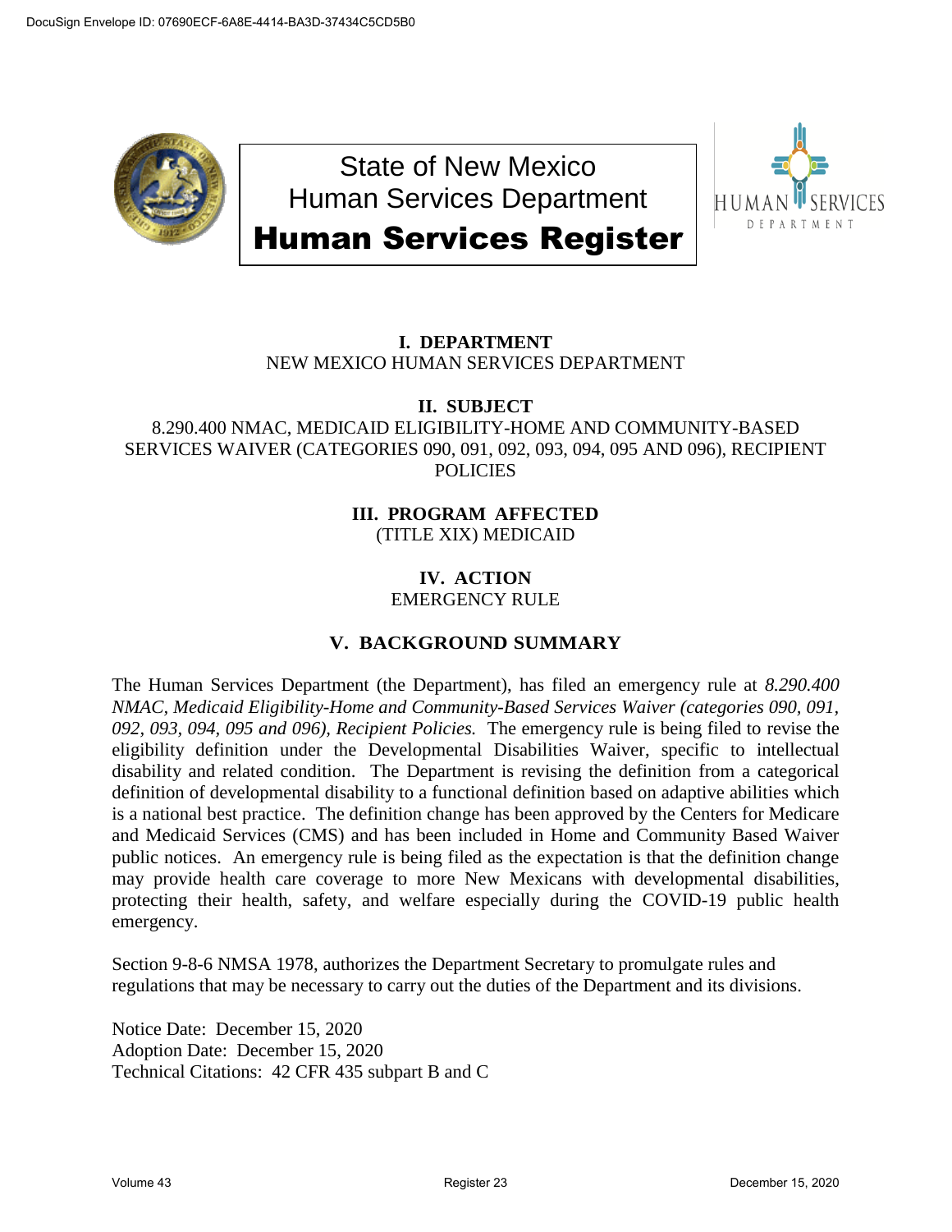DocuSign Envelope ID: 07690ECF-6A8E-4414-BA3D-37434C5CD5B0

# State of New Mexico
# Human Services Department
# Human Services Register

## I. DEPARTMENT

NEW MEXICO HUMAN SERVICES DEPARTMENT

## II. SUBJECT

8.290.400 NMAC, MEDICAID ELIGIBILITY-HOME AND COMMUNITY-BASED SERVICES WAIVER (CATEGORIES 090, 091, 092, 093, 094, 095 AND 096), RECIPIENT POLICIES

## III. PROGRAM AFFECTED

(TITLE XIX) MEDICAID

## IV. ACTION

EMERGENCY RULE

## V. BACKGROUND SUMMARY

The Human Services Department (the Department), has filed an emergency rule at *8.290.400 NMAC, Medicaid Eligibility-Home and Community-Based Services Waiver (categories 090, 091, 092, 093, 094, 095 and 096), Recipient Policies.* The emergency rule is being filed to revise the eligibility definition under the Developmental Disabilities Waiver, specific to intellectual disability and related condition. The Department is revising the definition from a categorical definition of developmental disability to a functional definition based on adaptive abilities which is a national best practice. The definition change has been approved by the Centers for Medicare and Medicaid Services (CMS) and has been included in Home and Community Based Waiver public notices. An emergency rule is being filed as the expectation is that the definition change may provide health care coverage to more New Mexicans with developmental disabilities, protecting their health, safety, and welfare especially during the COVID-19 public health emergency.

Section 9-8-6 NMSA 1978, authorizes the Department Secretary to promulgate rules and regulations that may be necessary to carry out the duties of the Department and its divisions.

Notice Date: December 15, 2020
Adoption Date: December 15, 2020
Technical Citations: 42 CFR 435 subpart B and C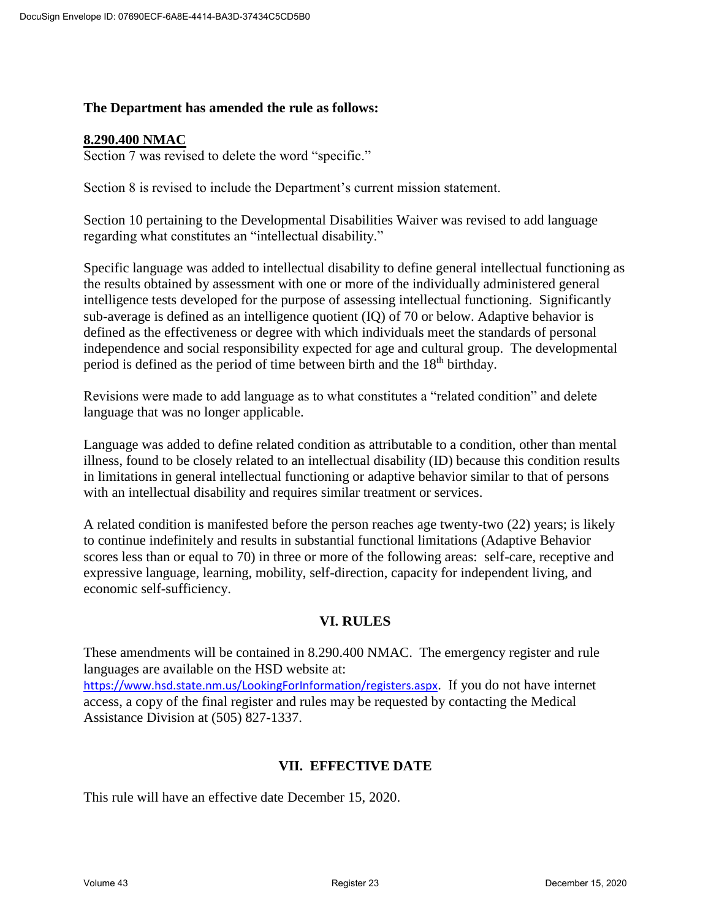**The Department has amended the rule as follows:**

**8.290.400 NMAC**

Section 7 was revised to delete the word "specific."

Section 8 is revised to include the Department's current mission statement.

Section 10 pertaining to the Developmental Disabilities Waiver was revised to add language regarding what constitutes an "intellectual disability."

Specific language was added to intellectual disability to define general intellectual functioning as the results obtained by assessment with one or more of the individually administered general intelligence tests developed for the purpose of assessing intellectual functioning. Significantly sub-average is defined as an intelligence quotient (IQ) of 70 or below. Adaptive behavior is defined as the effectiveness or degree with which individuals meet the standards of personal independence and social responsibility expected for age and cultural group. The developmental period is defined as the period of time between birth and the 18th birthday.

Revisions were made to add language as to what constitutes a "related condition" and delete language that was no longer applicable.

Language was added to define related condition as attributable to a condition, other than mental illness, found to be closely related to an intellectual disability (ID) because this condition results in limitations in general intellectual functioning or adaptive behavior similar to that of persons with an intellectual disability and requires similar treatment or services.

A related condition is manifested before the person reaches age twenty-two (22) years; is likely to continue indefinitely and results in substantial functional limitations (Adaptive Behavior scores less than or equal to 70) in three or more of the following areas: self-care, receptive and expressive language, learning, mobility, self-direction, capacity for independent living, and economic self-sufficiency.

## VI. RULES

These amendments will be contained in 8.290.400 NMAC. The emergency register and rule languages are available on the HSD website at: https://www.hsd.state.nm.us/LookingForInformation/registers.aspx. If you do not have internet access, a copy of the final register and rules may be requested by contacting the Medical Assistance Division at (505) 827-1337.

## VII. EFFECTIVE DATE

This rule will have an effective date December 15, 2020.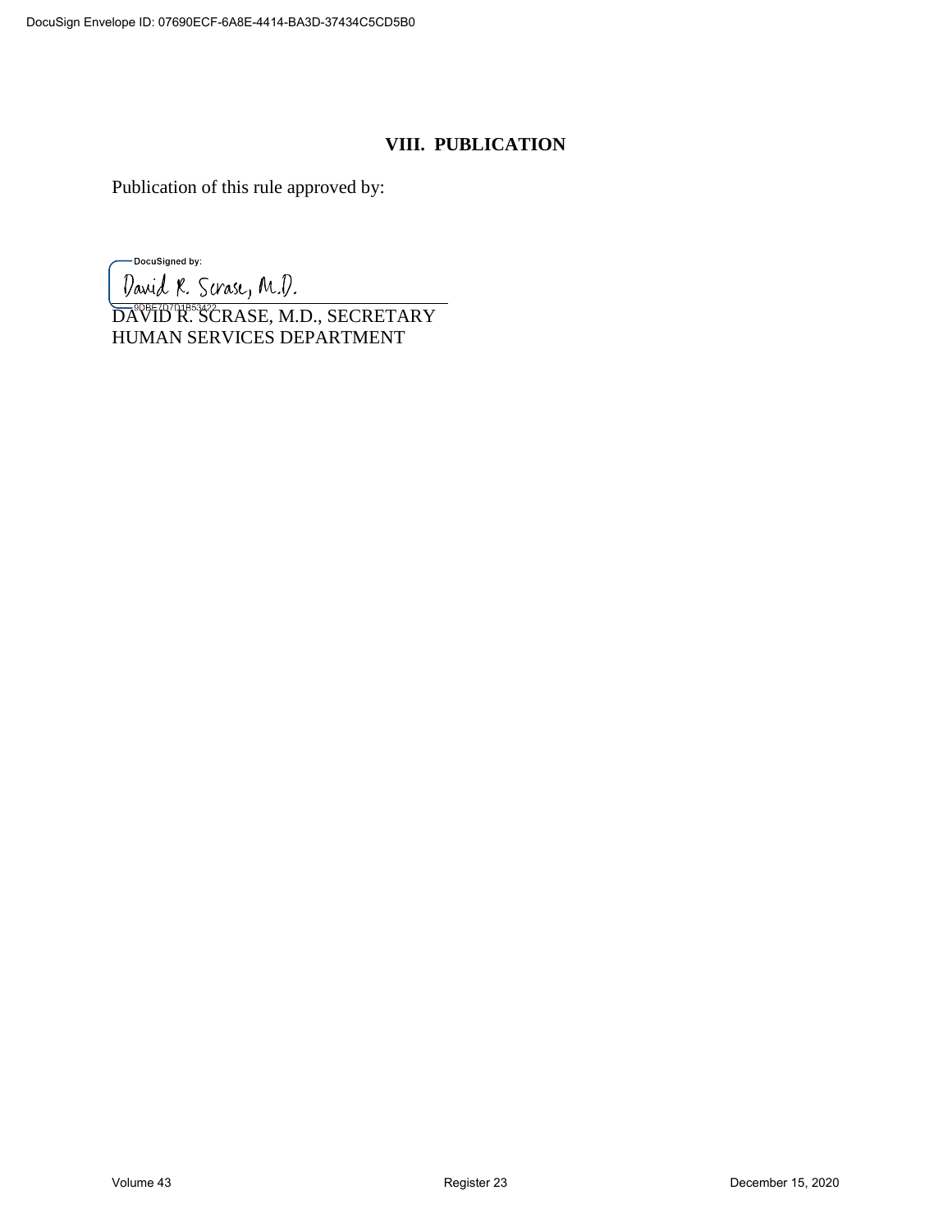## VIII. PUBLICATION

Publication of this rule approved by:

DocuSigned by:

David R. Scrase, M.D.

DAVID R. SCRASE, M.D., SECRETARY
HUMAN SERVICES DEPARTMENT